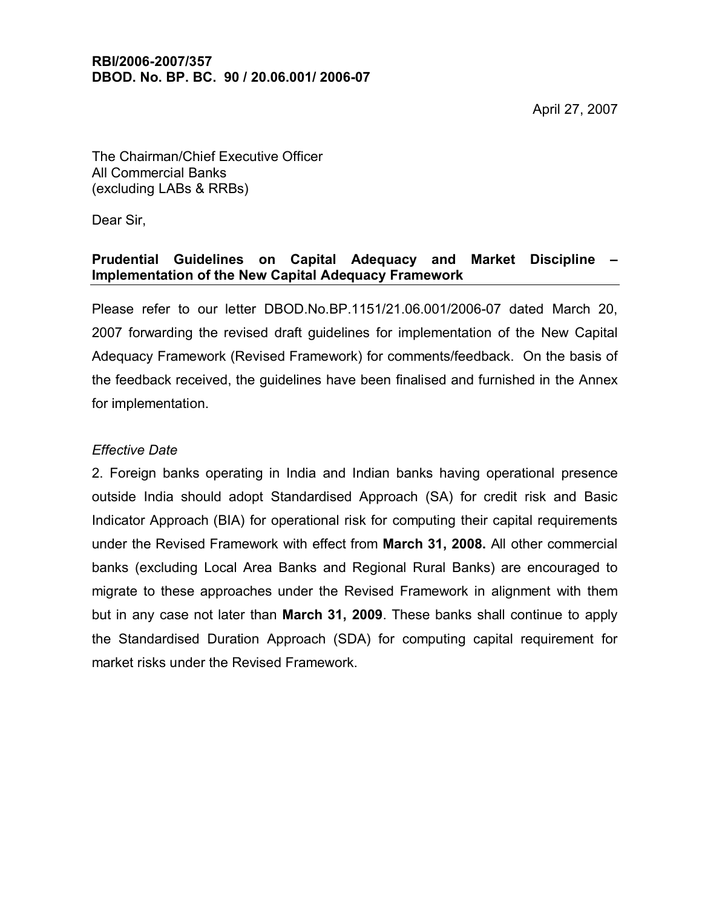**RBI/2006-2007/357**
**DBOD. No. BP. BC. 90 / 20.06.001/ 2006-07**

April 27, 2007

The Chairman/Chief Executive Officer
All Commercial Banks
(excluding LABs & RRBs)

Dear Sir,

**Prudential Guidelines on Capital Adequacy and Market Discipline – Implementation of the New Capital Adequacy Framework**

Please refer to our letter DBOD.No.BP.1151/21.06.001/2006-07 dated March 20, 2007 forwarding the revised draft guidelines for implementation of the New Capital Adequacy Framework (Revised Framework) for comments/feedback. On the basis of the feedback received, the guidelines have been finalised and furnished in the Annex for implementation.

*Effective Date*

2. Foreign banks operating in India and Indian banks having operational presence outside India should adopt Standardised Approach (SA) for credit risk and Basic Indicator Approach (BIA) for operational risk for computing their capital requirements under the Revised Framework with effect from **March 31, 2008.** All other commercial banks (excluding Local Area Banks and Regional Rural Banks) are encouraged to migrate to these approaches under the Revised Framework in alignment with them but in any case not later than **March 31, 2009**. These banks shall continue to apply the Standardised Duration Approach (SDA) for computing capital requirement for market risks under the Revised Framework.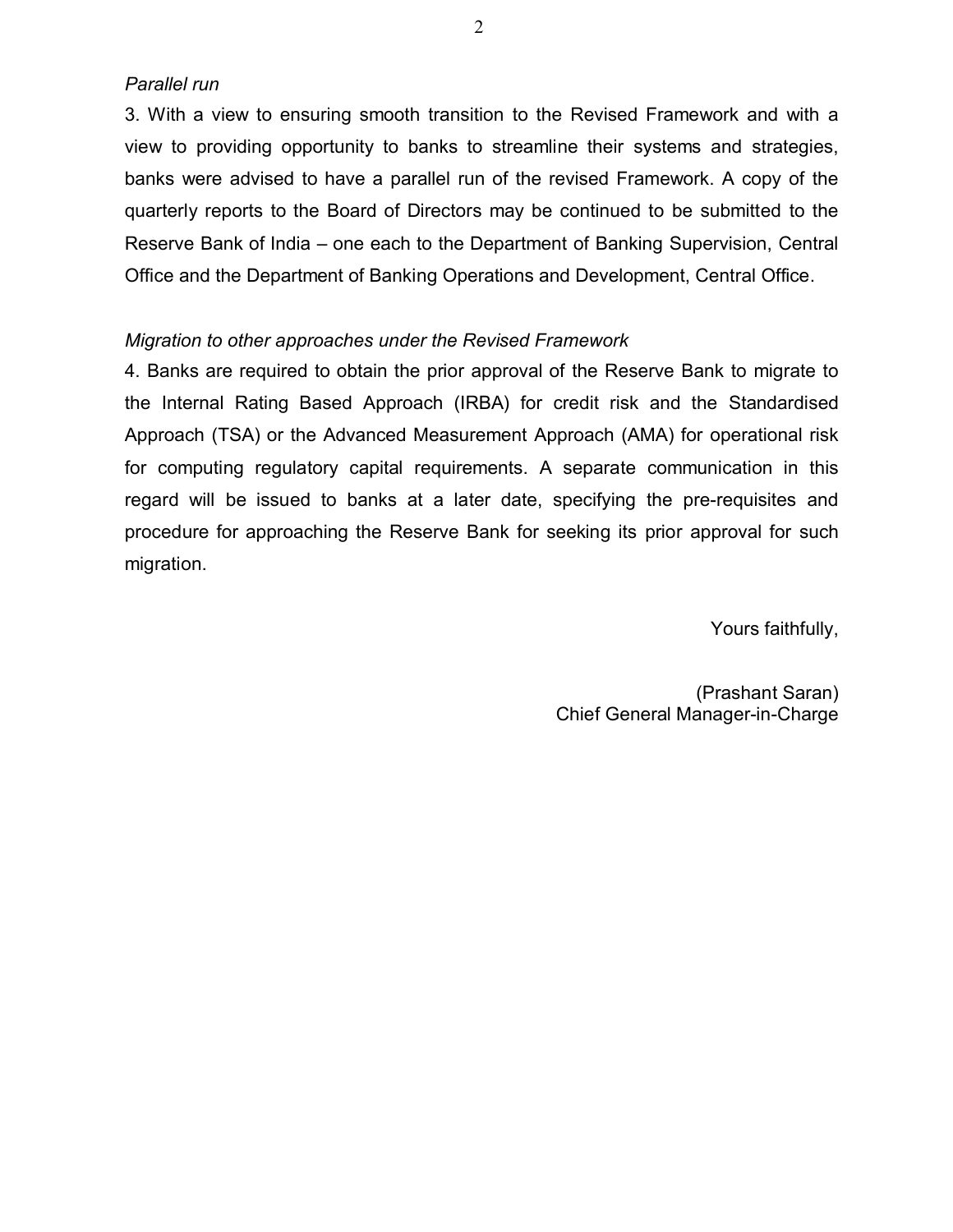*Parallel run*

3. With a view to ensuring smooth transition to the Revised Framework and with a view to providing opportunity to banks to streamline their systems and strategies, banks were advised to have a parallel run of the revised Framework. A copy of the quarterly reports to the Board of Directors may be continued to be submitted to the Reserve Bank of India – one each to the Department of Banking Supervision, Central Office and the Department of Banking Operations and Development, Central Office.

*Migration to other approaches under the Revised Framework*

4. Banks are required to obtain the prior approval of the Reserve Bank to migrate to the Internal Rating Based Approach (IRBA) for credit risk and the Standardised Approach (TSA) or the Advanced Measurement Approach (AMA) for operational risk for computing regulatory capital requirements. A separate communication in this regard will be issued to banks at a later date, specifying the pre-requisites and procedure for approaching the Reserve Bank for seeking its prior approval for such migration.

Yours faithfully,

(Prashant Saran)
Chief General Manager-in-Charge